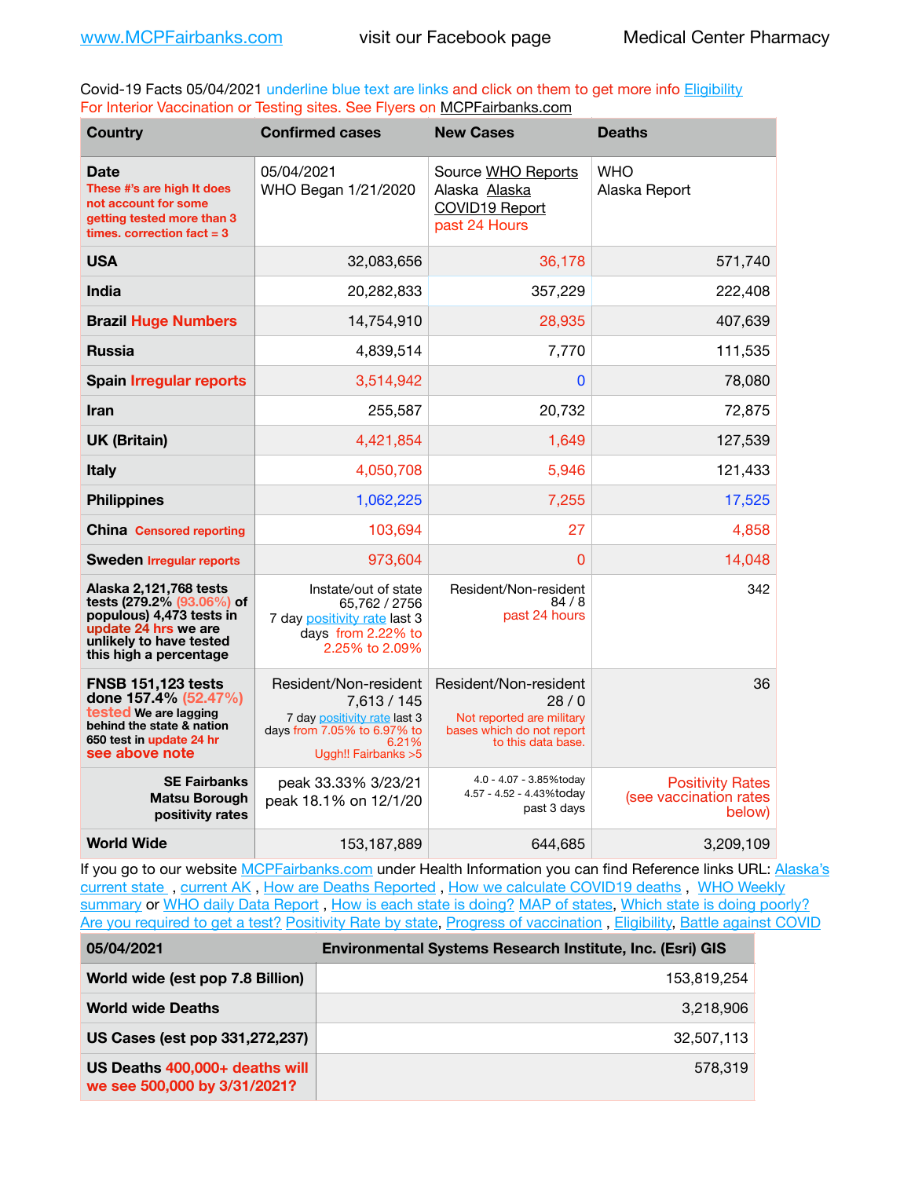www.MCPFairbanks.com visit our Facebook page Medical Center Pharmacy

Covid-19 Facts 05/04/2021 underline blue text are links and click on them to get more info Eligibility
For Interior Vaccination or Testing sites. See Flyers on MCPFairbanks.com

| Country | Confirmed cases | New Cases | Deaths |
|---|---|---|---|
| **Date** These #'s are high It does not account for some getting tested more than 3 times. correction fact = 3 | 05/04/2021 WHO Began 1/21/2020 | Source WHO Reports Alaska Alaska COVID19 Report past 24 Hours | WHO Alaska Report |
| **USA** | 32,083,656 | 36,178 | 571,740 |
| **India** | 20,282,833 | 357,229 | 222,408 |
| **Brazil** Huge Numbers | 14,754,910 | 28,935 | 407,639 |
| **Russia** | 4,839,514 | 7,770 | 111,535 |
| **Spain** Irregular reports | 3,514,942 | 0 | 78,080 |
| **Iran** | 255,587 | 20,732 | 72,875 |
| **UK (Britain)** | 4,421,854 | 1,649 | 127,539 |
| **Italy** | 4,050,708 | 5,946 | 121,433 |
| **Philippines** | 1,062,225 | 7,255 | 17,525 |
| **China** Censored reporting | 103,694 | 27 | 4,858 |
| **Sweden** Irregular reports | 973,604 | 0 | 14,048 |
| **Alaska 2,121,768 tests tests (279.2% (93.06%) of populous) 4,473 tests in update 24 hrs we are unlikely to have tested this high a percentage** | Instate/out of state 65,762 / 2756 7 day positivity rate last 3 days from 2.22% to 2.25% to 2.09% | Resident/Non-resident 84 / 8 past 24 hours | 342 |
| **FNSB 151,123 tests done 157.4% (52.47%) tested We are lagging behind the state & nation 650 test in update 24 hr see above note** | Resident/Non-resident 7,613 / 145 7 day positivity rate last 3 days from 7.05% to 6.97% to 6.21% Uggh!! Fairbanks >5 | Resident/Non-resident 28 / 0 Not reported are military bases which do not report to this data base. | 36 |
| **SE Fairbanks Matsu Borough positivity rates** | peak 33.33% 3/23/21 peak 18.1% on 12/1/20 | 4.0 - 4.07 - 3.85%today 4.57 - 4.52 - 4.43%today past 3 days | Positivity Rates (see vaccination rates below) |
| **World Wide** | 153,187,889 | 644,685 | 3,209,109 |

If you go to our website MCPFairbanks.com under Health Information you can find Reference links URL: Alaska's current state , current AK , How are Deaths Reported , How we calculate COVID19 deaths , WHO Weekly summary or WHO daily Data Report , How is each state is doing? MAP of states, Which state is doing poorly? Are you required to get a test? Positivity Rate by state, Progress of vaccination , Eligibility, Battle against COVID

| 05/04/2021 | Environmental Systems Research Institute, Inc. (Esri) GIS |
|---|---|
| **World wide (est pop 7.8 Billion)** | 153,819,254 |
| **World wide Deaths** | 3,218,906 |
| **US Cases (est pop 331,272,237)** | 32,507,113 |
| **US Deaths 400,000+ deaths will we see 500,000 by 3/31/2021?** | 578,319 |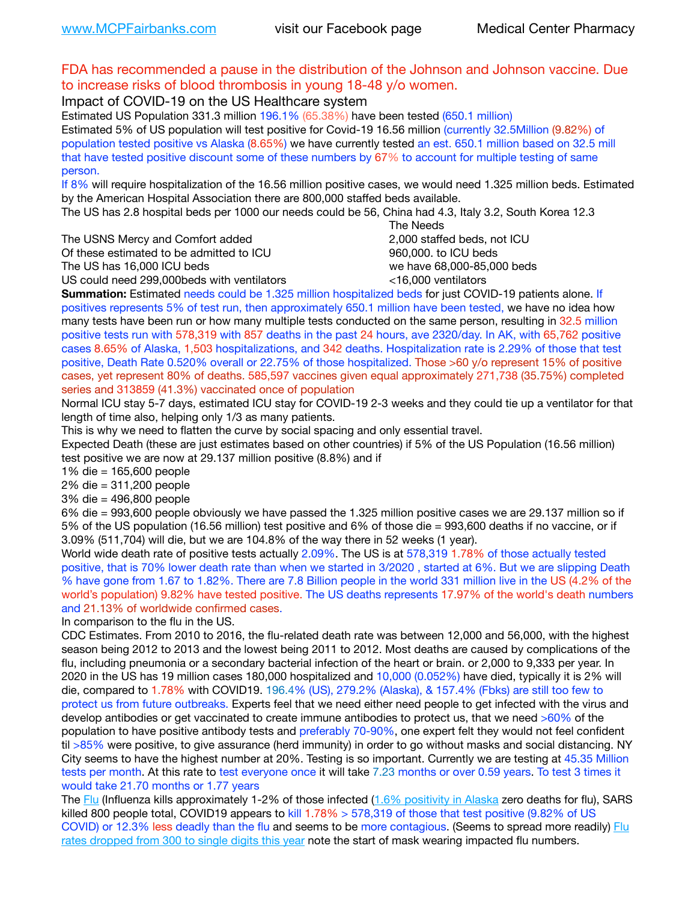FDA has recommended a pause in the distribution of the Johnson and Johnson vaccine. Due to increase risks of blood thrombosis in young 18-48 y/o women.

## Impact of COVID-19 on the US Healthcare system

Estimated US Population 331.3 million 196.1% (65.38%) have been tested (650.1 million)

Estimated 5% of US population will test positive for Covid-19 16.56 million (currently 32.5Million (9.82%) of population tested positive vs Alaska (8.65%) we have currently tested an est. 650.1 million based on 32.5 mill that have tested positive discount some of these numbers by 67% to account for multiple testing of same person.

If 8% will require hospitalization of the 16.56 million positive cases, we would need 1.325 million beds. Estimated by the American Hospital Association there are 800,000 staffed beds available.

The US has 2.8 hospital beds per 1000 our needs could be 56, China had 4.3, Italy 3.2, South Korea 12.3

| | The Needs |
|---|---|
| The USNS Mercy and Comfort added | 2,000 staffed beds, not ICU |
| Of these estimated to be admitted to ICU | 960,000. to ICU beds |
| The US has 16,000 ICU beds | we have 68,000-85,000 beds |
| US could need 299,000beds with ventilators | <16,000 ventilators |

**Summation:** Estimated needs could be 1.325 million hospitalized beds for just COVID-19 patients alone. If positives represents 5% of test run, then approximately 650.1 million have been tested, we have no idea how many tests have been run or how many multiple tests conducted on the same person, resulting in 32.5 million positive tests run with 578,319 with 857 deaths in the past 24 hours, ave 2320/day. In AK, with 65,762 positive cases 8.65% of Alaska, 1,503 hospitalizations, and 342 deaths. Hospitalization rate is 2.29% of those that test positive, Death Rate 0.520% overall or 22.75% of those hospitalized. Those >60 y/o represent 15% of positive cases, yet represent 80% of deaths. 585,597 vaccines given equal approximately 271,738 (35.75%) completed series and 313859 (41.3%) vaccinated once of population

Normal ICU stay 5-7 days, estimated ICU stay for COVID-19 2-3 weeks and they could tie up a ventilator for that length of time also, helping only 1/3 as many patients.

This is why we need to flatten the curve by social spacing and only essential travel.

Expected Death (these are just estimates based on other countries) if 5% of the US Population (16.56 million) test positive we are now at 29.137 million positive (8.8%) and if

1% die = 165,600 people

2% die = 311,200 people

3% die = 496,800 people

6% die = 993,600 people obviously we have passed the 1.325 million positive cases we are 29.137 million so if 5% of the US population (16.56 million) test positive and 6% of those die = 993,600 deaths if no vaccine, or if 3.09% (511,704) will die, but we are 104.8% of the way there in 52 weeks (1 year).

World wide death rate of positive tests actually 2.09%. The US is at 578,319 1.78% of those actually tested positive, that is 70% lower death rate than when we started in 3/2020 , started at 6%. But we are slipping Death % have gone from 1.67 to 1.82%. There are 7.8 Billion people in the world 331 million live in the US (4.2% of the world's population) 9.82% have tested positive. The US deaths represents 17.97% of the world's death numbers and 21.13% of worldwide confirmed cases.

In comparison to the flu in the US.

CDC Estimates. From 2010 to 2016, the flu-related death rate was between 12,000 and 56,000, with the highest season being 2012 to 2013 and the lowest being 2011 to 2012. Most deaths are caused by complications of the flu, including pneumonia or a secondary bacterial infection of the heart or brain. or 2,000 to 9,333 per year. In 2020 in the US has 19 million cases 180,000 hospitalized and 10,000 (0.052%) have died, typically it is 2% will die, compared to 1.78% with COVID19. 196.4% (US), 279.2% (Alaska), & 157.4% (Fbks) are still too few to protect us from future outbreaks. Experts feel that we need either need people to get infected with the virus and develop antibodies or get vaccinated to create immune antibodies to protect us, that we need >60% of the population to have positive antibody tests and preferably 70-90%, one expert felt they would not feel confident til >85% were positive, to give assurance (herd immunity) in order to go without masks and social distancing. NY City seems to have the highest number at 20%. Testing is so important. Currently we are testing at 45.35 Million tests per month. At this rate to test everyone once it will take 7.23 months or over 0.59 years. To test 3 times it would take 21.70 months or 1.77 years

The Flu (Influenza kills approximately 1-2% of those infected (1.6% positivity in Alaska zero deaths for flu), SARS killed 800 people total, COVID19 appears to kill 1.78% > 578,319 of those that test positive (9.82% of US COVID) or 12.3% less deadly than the flu and seems to be more contagious. (Seems to spread more readily) Flu rates dropped from 300 to single digits this year note the start of mask wearing impacted flu numbers.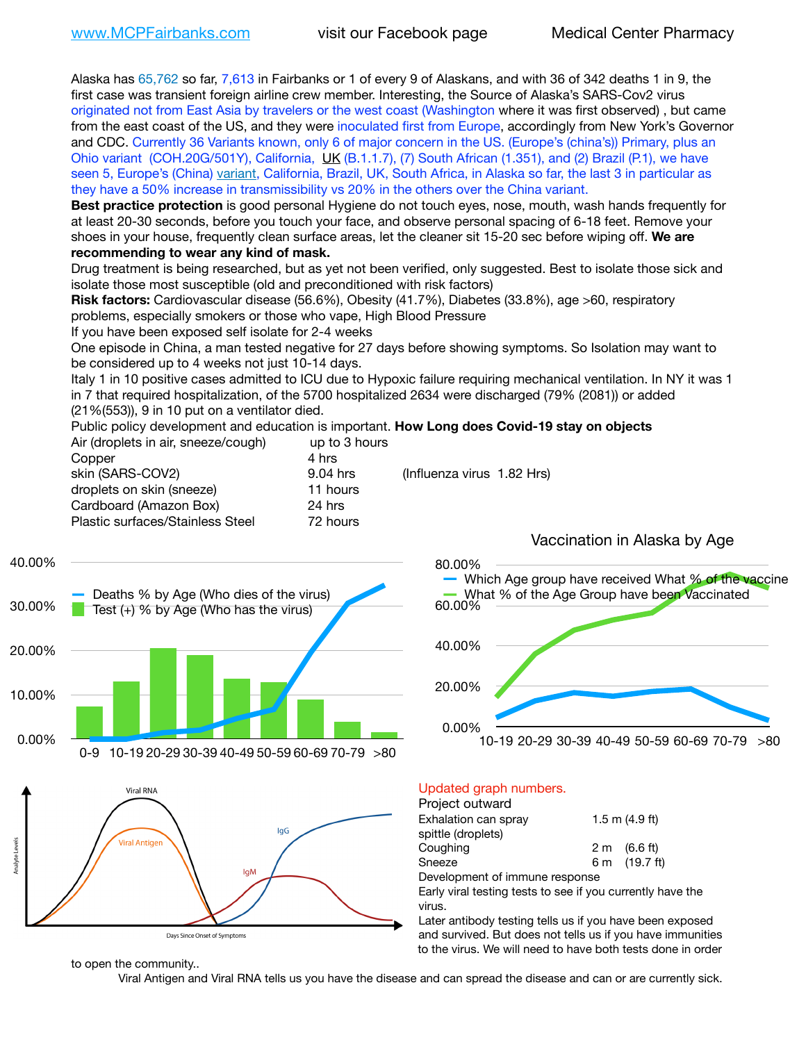www.MCPFairbanks.com visit our Facebook page Medical Center Pharmacy

Alaska has 65,762 so far, 7,613 in Fairbanks or 1 of every 9 of Alaskans, and with 36 of 342 deaths 1 in 9, the first case was transient foreign airline crew member. Interesting, the Source of Alaska's SARS-Cov2 virus originated not from East Asia by travelers or the west coast (Washington where it was first observed) , but came from the east coast of the US, and they were inoculated first from Europe, accordingly from New York's Governor and CDC. Currently 36 Variants known, only 6 of major concern in the US. (Europe's (china's)) Primary, plus an Ohio variant (COH.20G/501Y), California, UK (B.1.1.7), (7) South African (1.351), and (2) Brazil (P.1), we have seen 5, Europe's (China) variant, California, Brazil, UK, South Africa, in Alaska so far, the last 3 in particular as they have a 50% increase in transmissibility vs 20% in the others over the China variant.

**Best practice protection** is good personal Hygiene do not touch eyes, nose, mouth, wash hands frequently for at least 20-30 seconds, before you touch your face, and observe personal spacing of 6-18 feet. Remove your shoes in your house, frequently clean surface areas, let the cleaner sit 15-20 sec before wiping off. **We are recommending to wear any kind of mask.**

Drug treatment is being researched, but as yet not been verified, only suggested. Best to isolate those sick and isolate those most susceptible (old and preconditioned with risk factors)

**Risk factors:** Cardiovascular disease (56.6%), Obesity (41.7%), Diabetes (33.8%), age >60, respiratory problems, especially smokers or those who vape, High Blood Pressure

If you have been exposed self isolate for 2-4 weeks

One episode in China, a man tested negative for 27 days before showing symptoms. So Isolation may want to be considered up to 4 weeks not just 10-14 days.

Italy 1 in 10 positive cases admitted to ICU due to Hypoxic failure requiring mechanical ventilation. In NY it was 1 in 7 that required hospitalization, of the 5700 hospitalized 2634 were discharged (79% (2081)) or added (21%(553)), 9 in 10 put on a ventilator died.

Public policy development and education is important. **How Long does Covid-19 stay on objects**

| Object | Duration | |
|---|---|---|
| Air (droplets in air, sneeze/cough) | up to 3 hours | |
| Copper | 4 hrs | |
| skin (SARS-COV2) | 9.04 hrs | (Influenza virus 1.82 Hrs) |
| droplets on skin (sneeze) | 11 hours | |
| Cardboard (Amazon Box) | 24 hrs | |
| Plastic surfaces/Stainless Steel | 72 hours | |

Updated graph numbers.

Project outward

| | |
|---|---|
| Exhalation can spray spittle (droplets) | 1.5 m (4.9 ft) |
| Coughing | 2 m (6.6 ft) |
| Sneeze | 6 m (19.7 ft) |

Development of immune response

Early viral testing tests to see if you currently have the virus.

Later antibody testing tells us if you have been exposed and survived. But does not tells us if you have immunities to the virus. We will need to have both tests done in order to open the community..

Viral Antigen and Viral RNA tells us you have the disease and can spread the disease and can or are currently sick.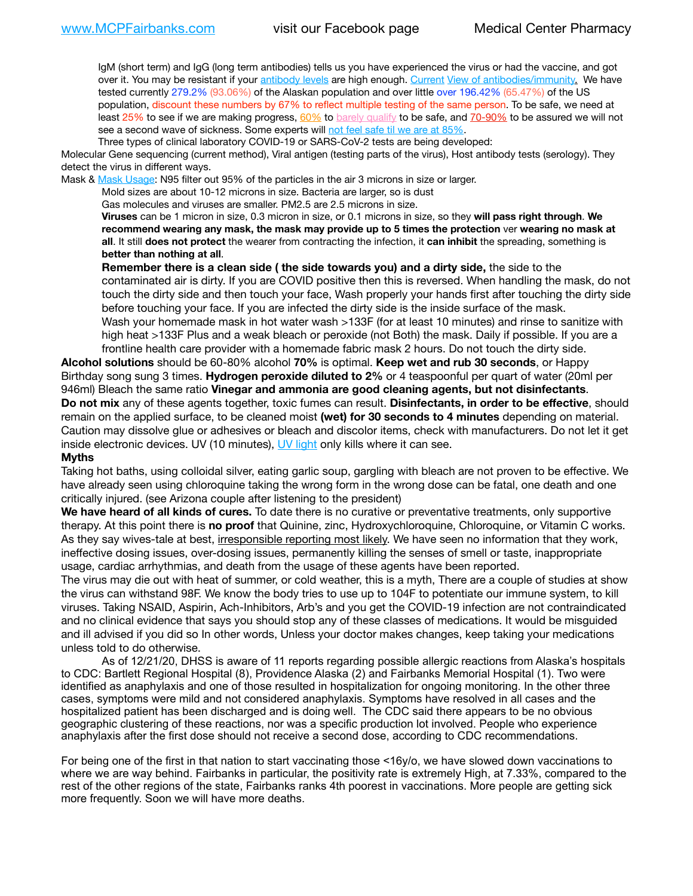IgM (short term) and IgG (long term antibodies) tells us you have experienced the virus or had the vaccine, and got over it. You may be resistant if your antibody levels are high enough. Current View of antibodies/immunity. We have tested currently 279.2% (93.06%) of the Alaskan population and over little over 196.42% (65.47%) of the US population, discount these numbers by 67% to reflect multiple testing of the same person. To be safe, we need at least 25% to see if we are making progress, 60% to barely qualify to be safe, and 70-90% to be assured we will not see a second wave of sickness. Some experts will not feel safe til we are at 85%.

Three types of clinical laboratory COVID-19 or SARS-CoV-2 tests are being developed:

Molecular Gene sequencing (current method), Viral antigen (testing parts of the virus), Host antibody tests (serology). They detect the virus in different ways.

Mask & Mask Usage: N95 filter out 95% of the particles in the air 3 microns in size or larger.

Mold sizes are about 10-12 microns in size. Bacteria are larger, so is dust

Gas molecules and viruses are smaller. PM2.5 are 2.5 microns in size.

**Viruses** can be 1 micron in size, 0.3 micron in size, or 0.1 microns in size, so they **will pass right through**. **We recommend wearing any mask, the mask may provide up to 5 times the protection** ver **wearing no mask at all**. It still **does not protect** the wearer from contracting the infection, it **can inhibit** the spreading, something is **better than nothing at all**.

**Remember there is a clean side ( the side towards you) and a dirty side,** the side to the contaminated air is dirty. If you are COVID positive then this is reversed. When handling the mask, do not touch the dirty side and then touch your face, Wash properly your hands first after touching the dirty side before touching your face. If you are infected the dirty side is the inside surface of the mask.

Wash your homemade mask in hot water wash >133F (for at least 10 minutes) and rinse to sanitize with high heat >133F Plus and a weak bleach or peroxide (not Both) the mask. Daily if possible. If you are a frontline health care provider with a homemade fabric mask 2 hours. Do not touch the dirty side.

**Alcohol solutions** should be 60-80% alcohol **70%** is optimal. **Keep wet and rub 30 seconds**, or Happy Birthday song sung 3 times. **Hydrogen peroxide diluted to 2%** or 4 teaspoonful per quart of water (20ml per 946ml) Bleach the same ratio **Vinegar and ammonia are good cleaning agents, but not disinfectants**. **Do not mix** any of these agents together, toxic fumes can result. **Disinfectants, in order to be effective**, should remain on the applied surface, to be cleaned moist **(wet) for 30 seconds to 4 minutes** depending on material. Caution may dissolve glue or adhesives or bleach and discolor items, check with manufacturers. Do not let it get inside electronic devices. UV (10 minutes), UV light only kills where it can see.

**Myths**

Taking hot baths, using colloidal silver, eating garlic soup, gargling with bleach are not proven to be effective. We have already seen using chloroquine taking the wrong form in the wrong dose can be fatal, one death and one critically injured. (see Arizona couple after listening to the president)

**We have heard of all kinds of cures.** To date there is no curative or preventative treatments, only supportive therapy. At this point there is **no proof** that Quinine, zinc, Hydroxychloroquine, Chloroquine, or Vitamin C works. As they say wives-tale at best, irresponsible reporting most likely. We have seen no information that they work, ineffective dosing issues, over-dosing issues, permanently killing the senses of smell or taste, inappropriate usage, cardiac arrhythmias, and death from the usage of these agents have been reported.

The virus may die out with heat of summer, or cold weather, this is a myth, There are a couple of studies at show the virus can withstand 98F. We know the body tries to use up to 104F to potentiate our immune system, to kill viruses. Taking NSAID, Aspirin, Ach-Inhibitors, Arb's and you get the COVID-19 infection are not contraindicated and no clinical evidence that says you should stop any of these classes of medications. It would be misguided and ill advised if you did so In other words, Unless your doctor makes changes, keep taking your medications unless told to do otherwise.

As of 12/21/20, DHSS is aware of 11 reports regarding possible allergic reactions from Alaska's hospitals to CDC: Bartlett Regional Hospital (8), Providence Alaska (2) and Fairbanks Memorial Hospital (1). Two were identified as anaphylaxis and one of those resulted in hospitalization for ongoing monitoring. In the other three cases, symptoms were mild and not considered anaphylaxis. Symptoms have resolved in all cases and the hospitalized patient has been discharged and is doing well. The CDC said there appears to be no obvious geographic clustering of these reactions, nor was a specific production lot involved. People who experience anaphylaxis after the first dose should not receive a second dose, according to CDC recommendations.

For being one of the first in that nation to start vaccinating those <16y/o, we have slowed down vaccinations to where we are way behind. Fairbanks in particular, the positivity rate is extremely High, at 7.33%, compared to the rest of the other regions of the state, Fairbanks ranks 4th poorest in vaccinations. More people are getting sick more frequently. Soon we will have more deaths.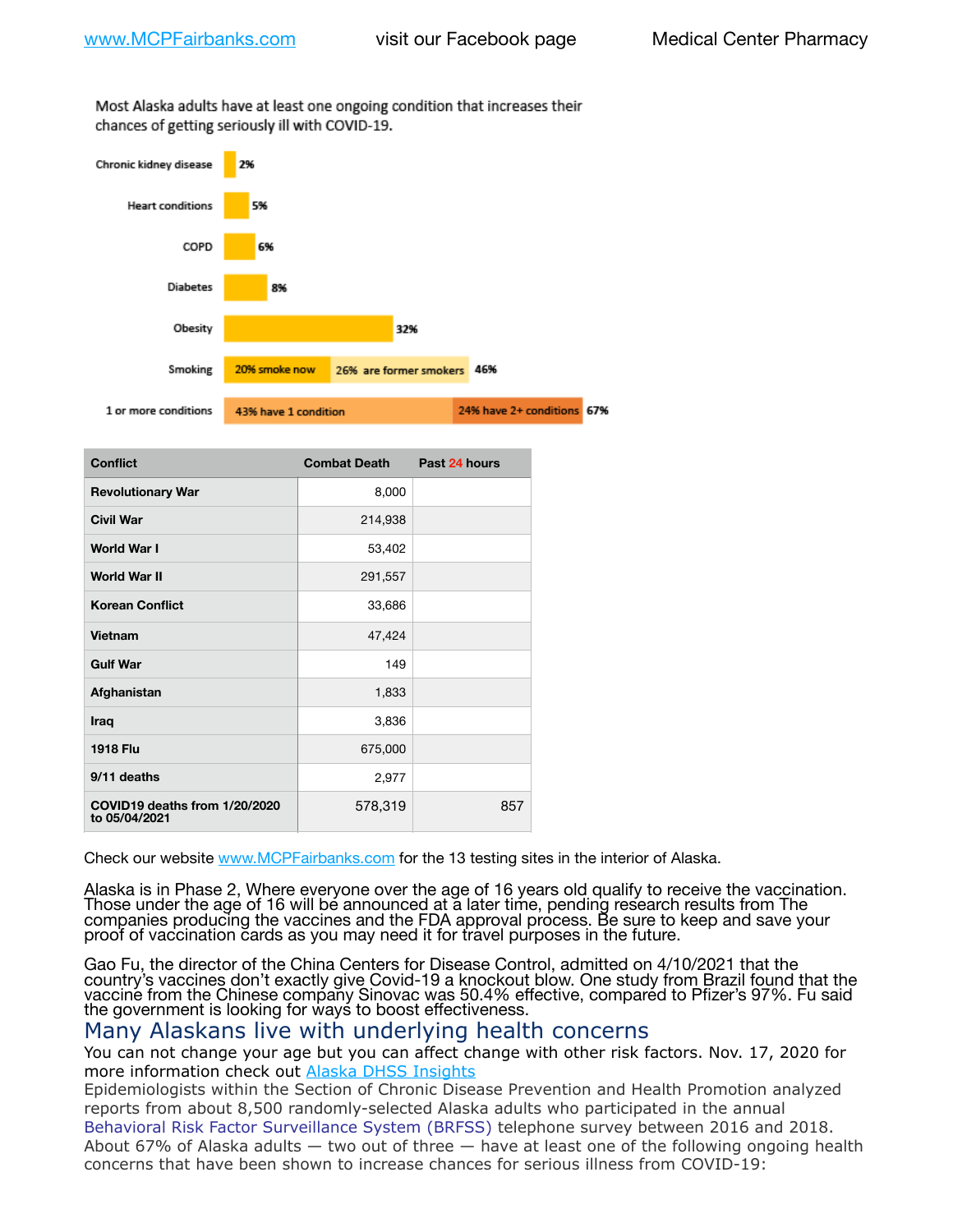Most Alaska adults have at least one ongoing condition that increases their chances of getting seriously ill with COVID-19.

| Condition | Percentage |
|---|---|
| Chronic kidney disease | 2% |
| Heart conditions | 5% |
| COPD | 6% |
| Diabetes | 8% |
| Obesity | 32% |
| Smoking | 20% smoke now, 26% are former smokers — 46% |
| 1 or more conditions | 43% have 1 condition, 24% have 2+ conditions — 67% |

| Conflict | Combat Death | Past 24 hours |
|---|---|---|
| Revolutionary War | 8,000 | |
| Civil War | 214,938 | |
| World War I | 53,402 | |
| World War II | 291,557 | |
| Korean Conflict | 33,686 | |
| Vietnam | 47,424 | |
| Gulf War | 149 | |
| Afghanistan | 1,833 | |
| Iraq | 3,836 | |
| 1918 Flu | 675,000 | |
| 9/11 deaths | 2,977 | |
| COVID19 deaths from 1/20/2020 to 05/04/2021 | 578,319 | 857 |

Check our website www.MCPFairbanks.com for the 13 testing sites in the interior of Alaska.

Alaska is in Phase 2, Where everyone over the age of 16 years old qualify to receive the vaccination. Those under the age of 16 will be announced at a later time, pending research results from The companies producing the vaccines and the FDA approval process. Be sure to keep and save your proof of vaccination cards as you may need it for travel purposes in the future.

Gao Fu, the director of the China Centers for Disease Control, admitted on 4/10/2021 that the country's vaccines don't exactly give Covid-19 a knockout blow. One study from Brazil found that the vaccine from the Chinese company Sinovac was 50.4% effective, compared to Pfizer's 97%. Fu said the government is looking for ways to boost effectiveness.

## Many Alaskans live with underlying health concerns

You can not change your age but you can affect change with other risk factors. Nov. 17, 2020 for more information check out Alaska DHSS Insights

Epidemiologists within the Section of Chronic Disease Prevention and Health Promotion analyzed reports from about 8,500 randomly-selected Alaska adults who participated in the annual Behavioral Risk Factor Surveillance System (BRFSS) telephone survey between 2016 and 2018. About 67% of Alaska adults — two out of three — have at least one of the following ongoing health concerns that have been shown to increase chances for serious illness from COVID-19: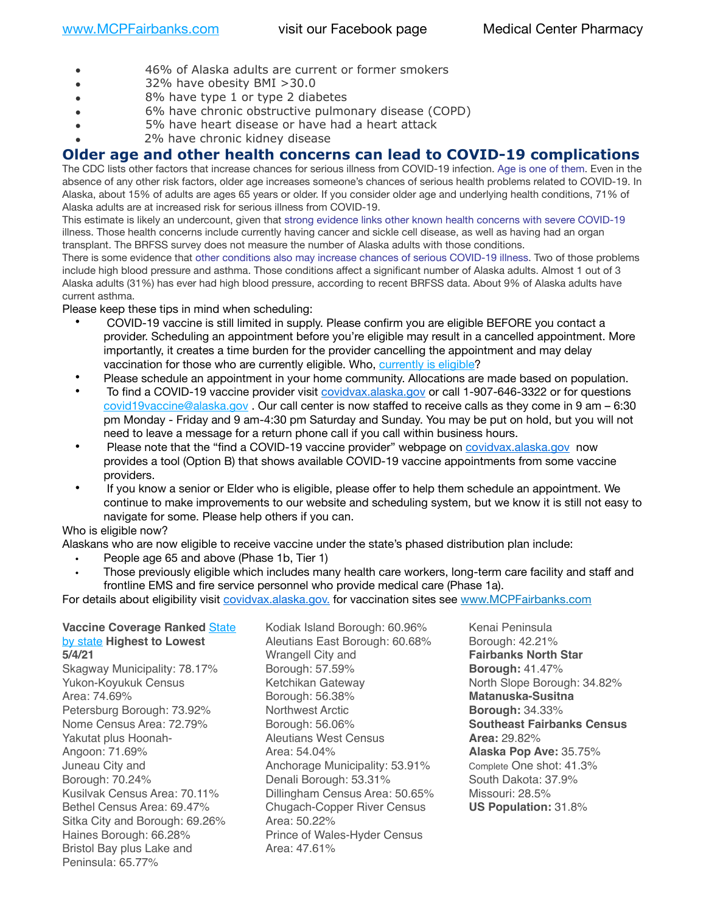- 46% of Alaska adults are current or former smokers
- 32% have obesity BMI >30.0
- 8% have type 1 or type 2 diabetes
- 6% have chronic obstructive pulmonary disease (COPD)
- 5% have heart disease or have had a heart attack
- 2% have chronic kidney disease

## Older age and other health concerns can lead to COVID-19 complications

The CDC lists other factors that increase chances for serious illness from COVID-19 infection. Age is one of them. Even in the absence of any other risk factors, older age increases someone's chances of serious health problems related to COVID-19. In Alaska, about 15% of adults are ages 65 years or older. If you consider older age and underlying health conditions, 71% of Alaska adults are at increased risk for serious illness from COVID-19.

This estimate is likely an undercount, given that strong evidence links other known health concerns with severe COVID-19 illness. Those health concerns include currently having cancer and sickle cell disease, as well as having had an organ transplant. The BRFSS survey does not measure the number of Alaska adults with those conditions.

There is some evidence that other conditions also may increase chances of serious COVID-19 illness. Two of those problems include high blood pressure and asthma. Those conditions affect a significant number of Alaska adults. Almost 1 out of 3 Alaska adults (31%) has ever had high blood pressure, according to recent BRFSS data. About 9% of Alaska adults have current asthma.

Please keep these tips in mind when scheduling:

- COVID-19 vaccine is still limited in supply. Please confirm you are eligible BEFORE you contact a provider. Scheduling an appointment before you're eligible may result in a cancelled appointment. More importantly, it creates a time burden for the provider cancelling the appointment and may delay vaccination for those who are currently eligible. Who, currently is eligible?
- Please schedule an appointment in your home community. Allocations are made based on population.
- To find a COVID-19 vaccine provider visit covidvax.alaska.gov or call 1-907-646-3322 or for questions covid19vaccine@alaska.gov . Our call center is now staffed to receive calls as they come in 9 am – 6:30 pm Monday - Friday and 9 am-4:30 pm Saturday and Sunday. You may be put on hold, but you will not need to leave a message for a return phone call if you call within business hours.
- Please note that the "find a COVID-19 vaccine provider" webpage on covidvax.alaska.gov now provides a tool (Option B) that shows available COVID-19 vaccine appointments from some vaccine providers.
- If you know a senior or Elder who is eligible, please offer to help them schedule an appointment. We continue to make improvements to our website and scheduling system, but we know it is still not easy to navigate for some. Please help others if you can.

Who is eligible now?

Alaskans who are now eligible to receive vaccine under the state's phased distribution plan include:

- People age 65 and above (Phase 1b, Tier 1)
- Those previously eligible which includes many health care workers, long-term care facility and staff and frontline EMS and fire service personnel who provide medical care (Phase 1a).

For details about eligibility visit covidvax.alaska.gov. for vaccination sites see www.MCPFairbanks.com

**Vaccine Coverage Ranked State by state Highest to Lowest 5/4/21**

Skagway Municipality: 78.17%
Yukon-Koyukuk Census Area: 74.69%
Petersburg Borough: 73.92%
Nome Census Area: 72.79%
Yakutat plus Hoonah-Angoon: 71.69%
Juneau City and Borough: 70.24%
Kusilvak Census Area: 70.11%
Bethel Census Area: 69.47%
Sitka City and Borough: 69.26%
Haines Borough: 66.28%
Bristol Bay plus Lake and Peninsula: 65.77%
Kodiak Island Borough: 60.96%
Aleutians East Borough: 60.68%
Wrangell City and Borough: 57.59%
Ketchikan Gateway Borough: 56.38%
Northwest Arctic Borough: 56.06%
Aleutians West Census Area: 54.04%
Anchorage Municipality: 53.91%
Denali Borough: 53.31%
Dillingham Census Area: 50.65%
Chugach-Copper River Census Area: 50.22%
Prince of Wales-Hyder Census Area: 47.61%
Kenai Peninsula Borough: 42.21%
**Fairbanks North Star Borough:** 41.47%
North Slope Borough: 34.82%
**Matanuska-Susitna Borough:** 34.33%
**Southeast Fairbanks Census Area:** 29.82%
**Alaska Pop Ave:** 35.75%
Complete One shot: 41.3%
South Dakota: 37.9%
Missouri: 28.5%
**US Population:** 31.8%